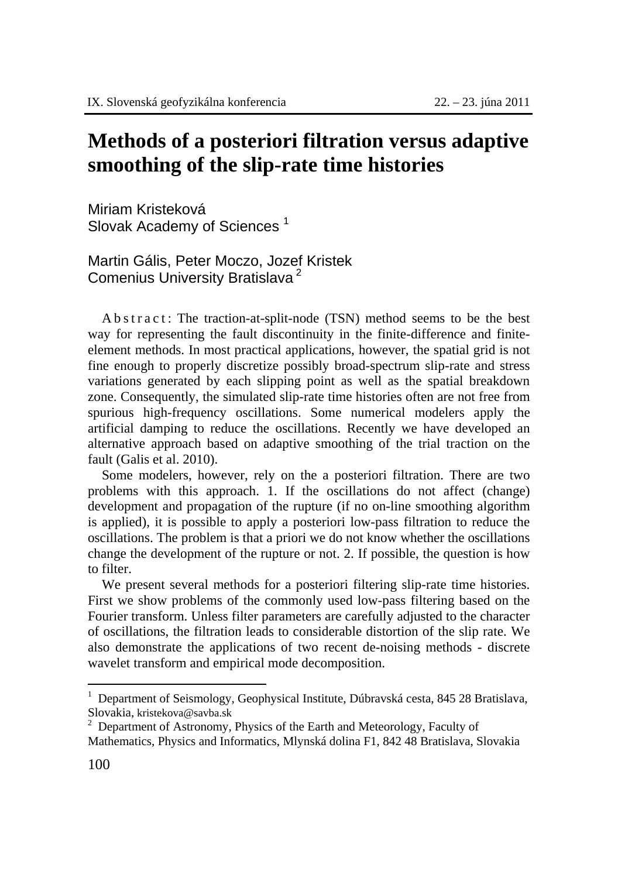# Methods of a posteriori filtration versus adaptive smoothing of the slip-rate time histories

Miriam Kristeková
Slovak Academy of Sciences [1]

Martin Gális, Peter Moczo, Jozef Kristek
Comenius University Bratislava [2]

Abstract: The traction-at-split-node (TSN) method seems to be the best way for representing the fault discontinuity in the finite-difference and finite-element methods. In most practical applications, however, the spatial grid is not fine enough to properly discretize possibly broad-spectrum slip-rate and stress variations generated by each slipping point as well as the spatial breakdown zone. Consequently, the simulated slip-rate time histories often are not free from spurious high-frequency oscillations. Some numerical modelers apply the artificial damping to reduce the oscillations. Recently we have developed an alternative approach based on adaptive smoothing of the trial traction on the fault (Galis et al. 2010).

Some modelers, however, rely on the a posteriori filtration. There are two problems with this approach. 1. If the oscillations do not affect (change) development and propagation of the rupture (if no on-line smoothing algorithm is applied), it is possible to apply a posteriori low-pass filtration to reduce the oscillations. The problem is that a priori we do not know whether the oscillations change the development of the rupture or not. 2. If possible, the question is how to filter.

We present several methods for a posteriori filtering slip-rate time histories. First we show problems of the commonly used low-pass filtering based on the Fourier transform. Unless filter parameters are carefully adjusted to the character of oscillations, the filtration leads to considerable distortion of the slip rate. We also demonstrate the applications of two recent de-noising methods - discrete wavelet transform and empirical mode decomposition.

---

[1] Department of Seismology, Geophysical Institute, Dúbravská cesta, 845 28 Bratislava, Slovakia, kristekova@savba.sk

[2] Department of Astronomy, Physics of the Earth and Meteorology, Faculty of Mathematics, Physics and Informatics, Mlynská dolina F1, 842 48 Bratislava, Slovakia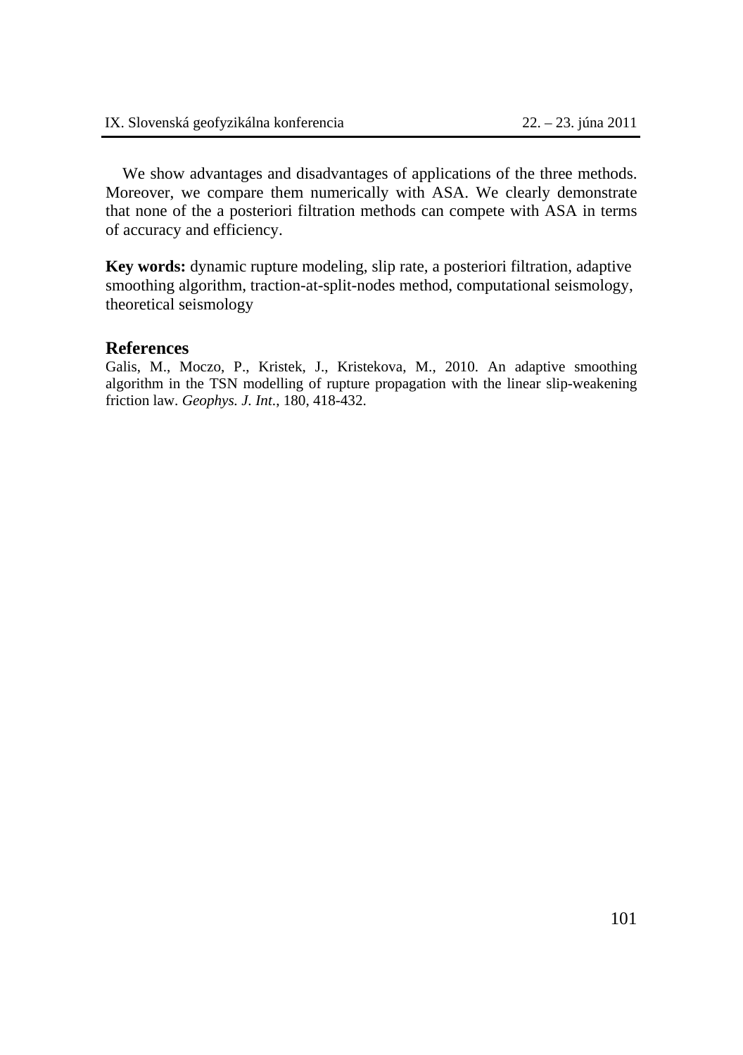We show advantages and disadvantages of applications of the three methods. Moreover, we compare them numerically with ASA. We clearly demonstrate that none of the a posteriori filtration methods can compete with ASA in terms of accuracy and efficiency.

**Key words:** dynamic rupture modeling, slip rate, a posteriori filtration, adaptive smoothing algorithm, traction-at-split-nodes method, computational seismology, theoretical seismology

## References

Galis, M., Moczo, P., Kristek, J., Kristekova, M., 2010. An adaptive smoothing algorithm in the TSN modelling of rupture propagation with the linear slip-weakening friction law. *Geophys. J. Int.*, 180, 418-432.